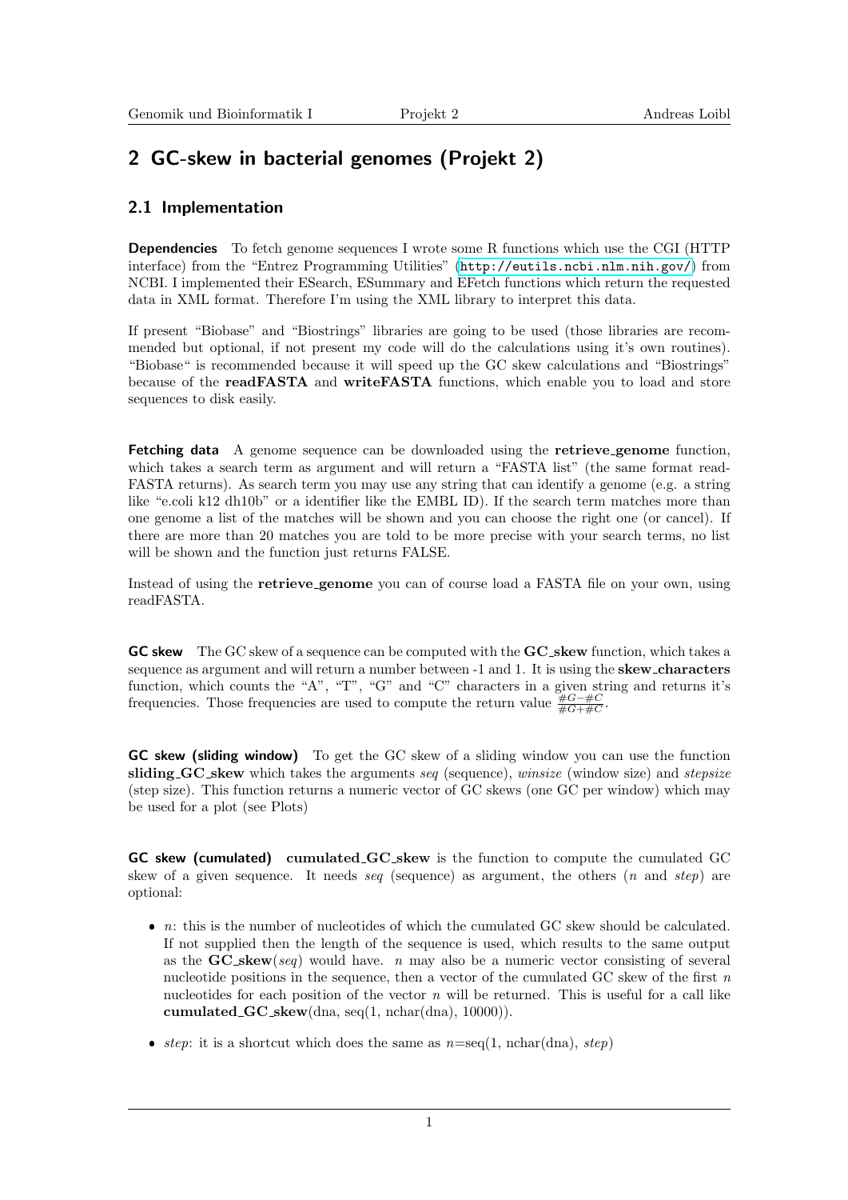## 2 GC-skew in bacterial genomes (Projekt 2)

### 2.1 Implementation

**Dependencies** To fetch genome sequences I wrote some R functions which use the CGI (HTTP interface) from the "Entrez Programming Utilities" (http://eutils.ncbi.nlm.nih.gov/) from NCBI. I implemented their ESearch, ESummary and EFetch functions which return the requested data in XML format. Therefore I'm using the XML library to interpret this data.

If present "Biobase" and "Biostrings" libraries are going to be used (those libraries are recommended but optional, if not present my code will do the calculations using it's own routines). "Biobase" is recommended because it will speed up the GC skew calculations and "Biostrings" because of the **readFASTA** and **writeFASTA** functions, which enable you to load and store sequences to disk easily.

**Fetching data** A genome sequence can be downloaded using the **retrieve_genome** function, which takes a search term as argument and will return a "FASTA list" (the same format readFASTA returns). As search term you may use any string that can identify a genome (e.g. a string like "e.coli k12 dh10b" or a identifier like the EMBL ID). If the search term matches more than one genome a list of the matches will be shown and you can choose the right one (or cancel). If there are more than 20 matches you are told to be more precise with your search terms, no list will be shown and the function just returns FALSE.

Instead of using the **retrieve_genome** you can of course load a FASTA file on your own, using readFASTA.

**GC skew** The GC skew of a sequence can be computed with the **GC_skew** function, which takes a sequence as argument and will return a number between -1 and 1. It is using the **skew_characters** function, which counts the "A", "T", "G" and "C" characters in a given string and returns it's frequencies. Those frequencies are used to compute the return value $\frac{\#G-\#C}{\#G+\#C}$.

**GC skew (sliding window)** To get the GC skew of a sliding window you can use the function **sliding_GC_skew** which takes the arguments *seq* (sequence), *winsize* (window size) and *stepsize* (step size). This function returns a numeric vector of GC skews (one GC per window) which may be used for a plot (see Plots)

**GC skew (cumulated)** **cumulated_GC_skew** is the function to compute the cumulated GC skew of a given sequence. It needs *seq* (sequence) as argument, the others (*n* and *step*) are optional:

- *n*: this is the number of nucleotides of which the cumulated GC skew should be calculated. If not supplied then the length of the sequence is used, which results to the same output as the **GC_skew**(*seq*) would have. *n* may also be a numeric vector consisting of several nucleotide positions in the sequence, then a vector of the cumulated GC skew of the first *n* nucleotides for each position of the vector *n* will be returned. This is useful for a call like **cumulated_GC_skew**(dna, seq(1, nchar(dna), 10000)).
- *step*: it is a shortcut which does the same as *n*=seq(1, nchar(dna), *step*)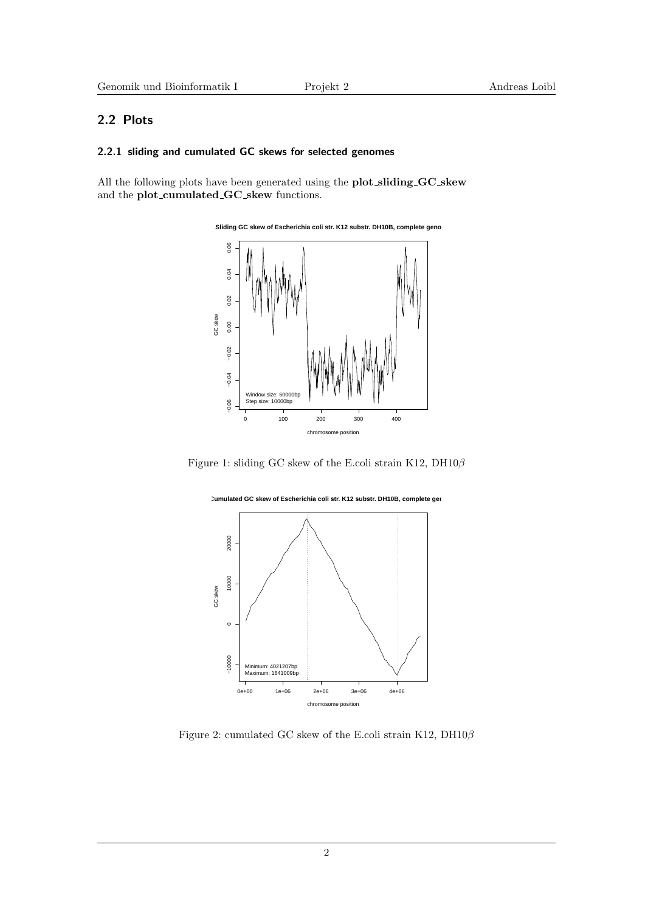## 2.2 Plots

### 2.2.1 sliding and cumulated GC skews for selected genomes

All the following plots have been generated using the **plot_sliding_GC_skew** and the **plot_cumulated_GC_skew** functions.

Figure 1: sliding GC skew of the E.coli strain K12, DH10$\beta$

Figure 2: cumulated GC skew of the E.coli strain K12, DH10$\beta$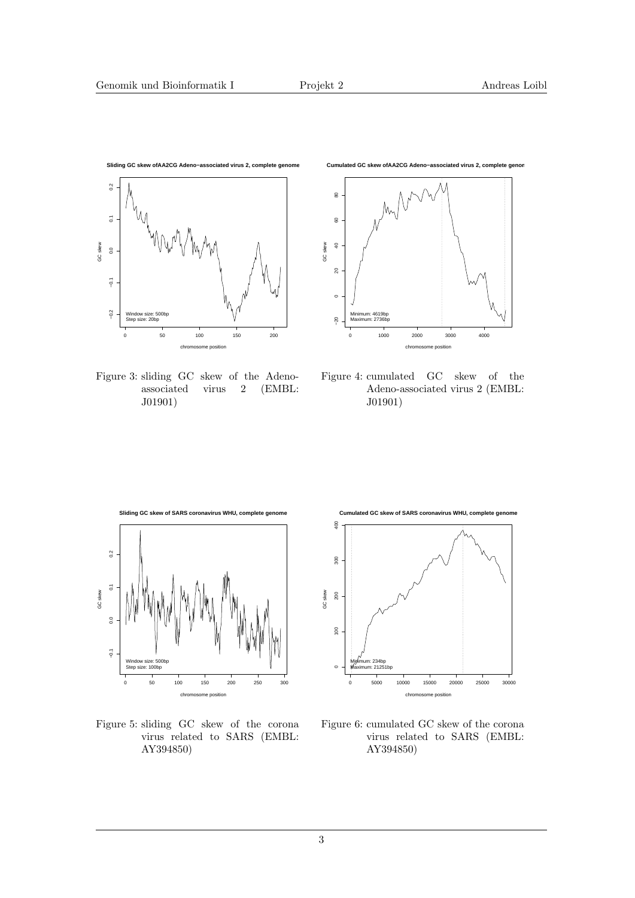Figure 3: sliding GC skew of the Adeno-associated virus 2 (EMBL: J01901)

Figure 4: cumulated GC skew of the Adeno-associated virus 2 (EMBL: J01901)

Figure 5: sliding GC skew of the corona virus related to SARS (EMBL: AY394850)

Figure 6: cumulated GC skew of the corona virus related to SARS (EMBL: AY394850)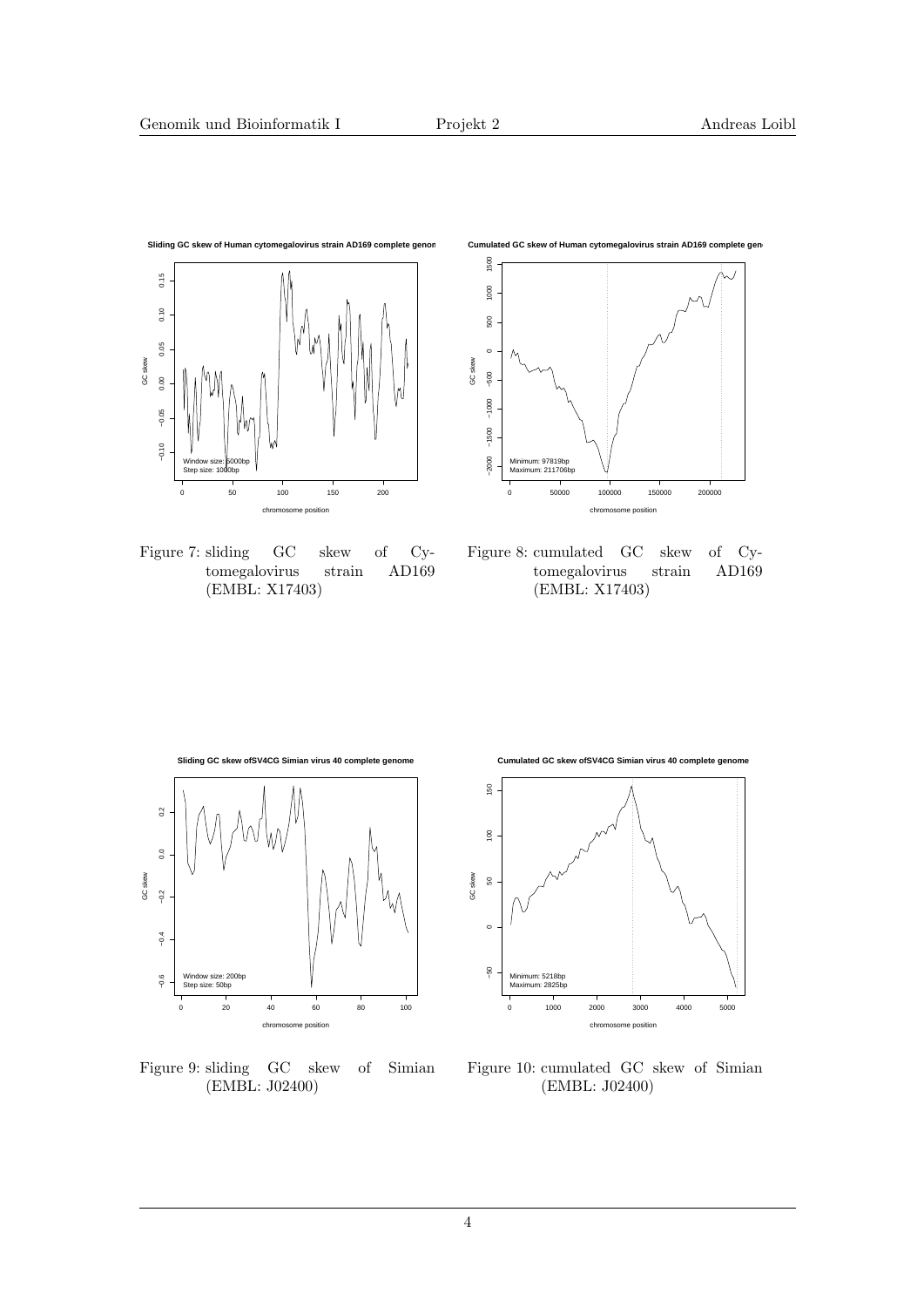Figure 7: sliding GC skew of Cytomegalovirus strain AD169 (EMBL: X17403)

Figure 8: cumulated GC skew of Cytomegalovirus strain AD169 (EMBL: X17403)

Figure 9: sliding GC skew of Simian (EMBL: J02400)

Figure 10: cumulated GC skew of Simian (EMBL: J02400)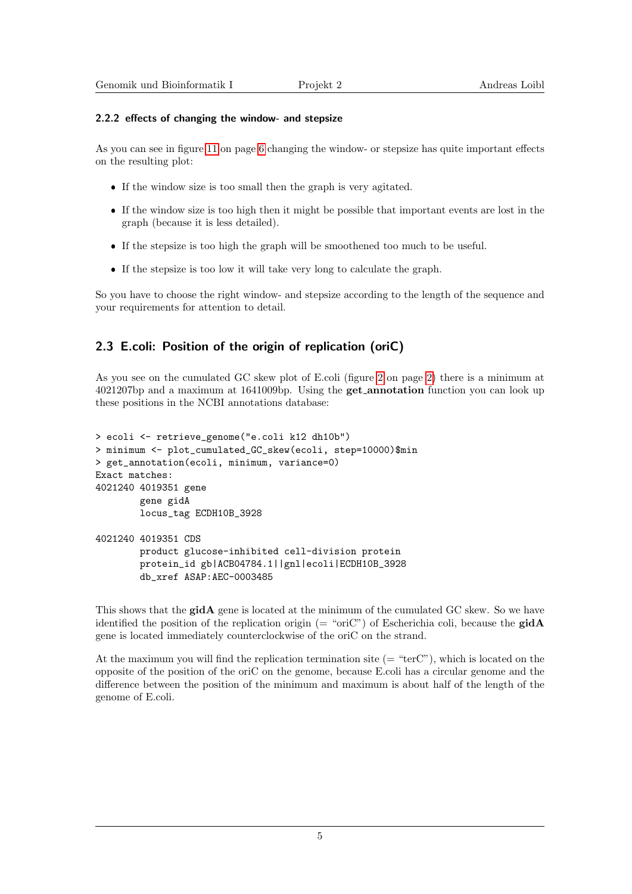### 2.2.2 effects of changing the window- and stepsize

As you can see in figure 11 on page 6 changing the window- or stepsize has quite important effects on the resulting plot:

- If the window size is too small then the graph is very agitated.
- If the window size is too high then it might be possible that important events are lost in the graph (because it is less detailed).
- If the stepsize is too high the graph will be smoothened too much to be useful.
- If the stepsize is too low it will take very long to calculate the graph.

So you have to choose the right window- and stepsize according to the length of the sequence and your requirements for attention to detail.

## 2.3 E.coli: Position of the origin of replication (oriC)

As you see on the cumulated GC skew plot of E.coli (figure 2 on page 2) there is a minimum at 4021207bp and a maximum at 1641009bp. Using the **get_annotation** function you can look up these positions in the NCBI annotations database:

```
> ecoli <- retrieve_genome("e.coli k12 dh10b")
> minimum <- plot_cumulated_GC_skew(ecoli, step=10000)$min
> get_annotation(ecoli, minimum, variance=0)
Exact matches:
4021240 4019351 gene
        gene gidA
        locus_tag ECDH10B_3928

4021240 4019351 CDS
        product glucose-inhibited cell-division protein
        protein_id gb|ACB04784.1||gnl|ecoli|ECDH10B_3928
        db_xref ASAP:AEC-0003485
```

This shows that the **gidA** gene is located at the minimum of the cumulated GC skew. So we have identified the position of the replication origin (= "oriC") of Escherichia coli, because the **gidA** gene is located immediately counterclockwise of the oriC on the strand.

At the maximum you will find the replication termination site (= "terC"), which is located on the opposite of the position of the oriC on the genome, because E.coli has a circular genome and the difference between the position of the minimum and maximum is about half of the length of the genome of E.coli.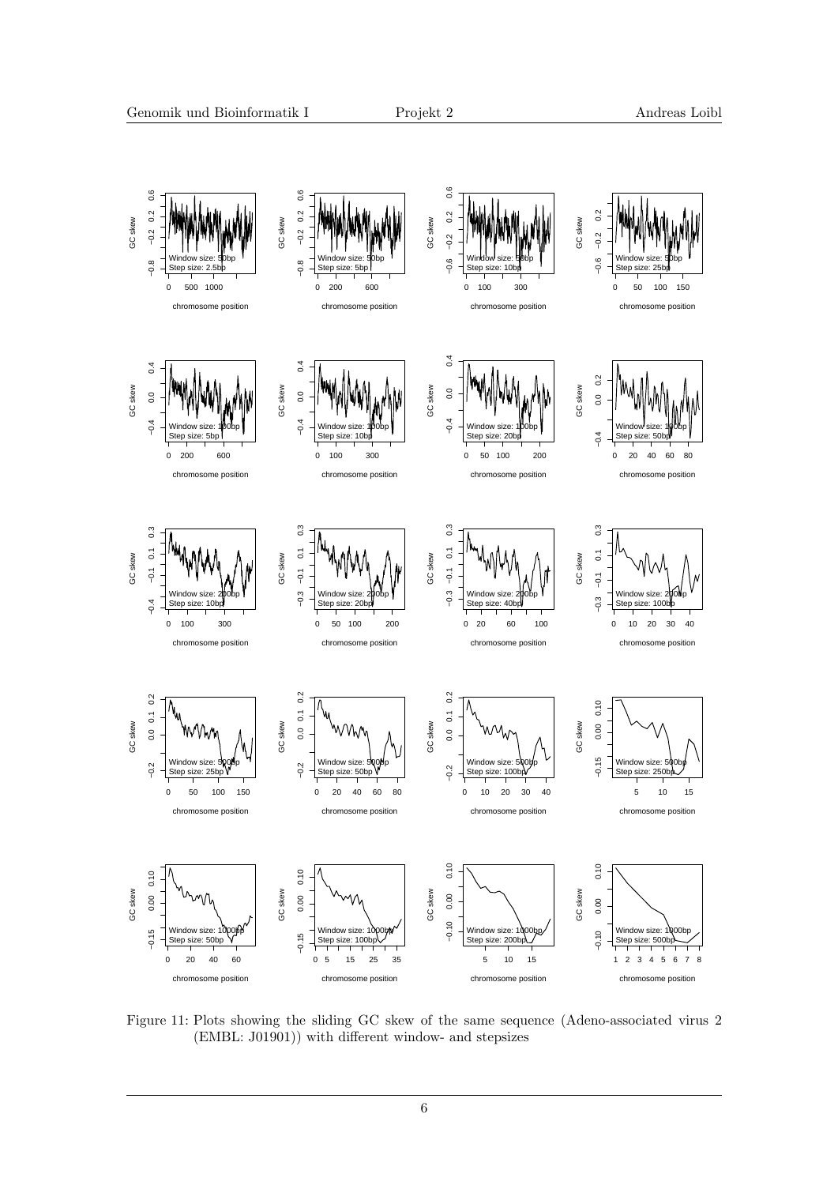GC skew

Window size: 50bp
Step size: 2.5bp

chromosome position

Window size: 50bp
Step size: 5bp

Window size: 50bp
Step size: 10bp

Window size: 50bp
Step size: 25bp

Window size: 100bp
Step size: 5bp

Window size: 100bp
Step size: 10bp

Window size: 100bp
Step size: 20bp

Window size: 100bp
Step size: 50bp

Window size: 200bp
Step size: 10bp

Window size: 200bp
Step size: 20bp

Window size: 200bp
Step size: 40bp

Window size: 200bp
Step size: 100bp

Window size: 500bp
Step size: 25bp

Window size: 500bp
Step size: 50bp

Window size: 500bp
Step size: 100bp

Window size: 500bp
Step size: 250bp

Window size: 1000bp
Step size: 50bp

Window size: 1000bp
Step size: 100bp

Window size: 1000bp
Step size: 200bp

Window size: 1000bp
Step size: 500bp

Figure 11: Plots showing the sliding GC skew of the same sequence (Adeno-associated virus 2 (EMBL: J01901)) with different window- and stepsizes